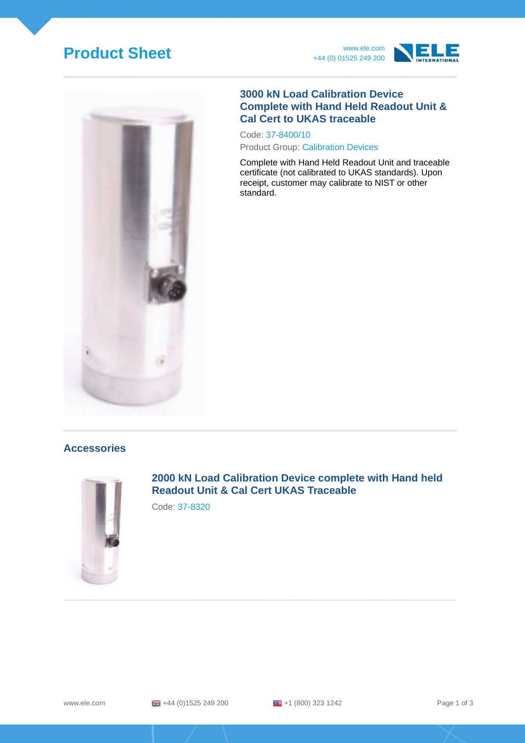# Product Sheet

www.ele.com
+44 (0) 01525 249 200

## 3000 kN Load Calibration Device Complete with Hand Held Readout Unit & Cal Cert to UKAS traceable

Code: 37-8400/10

Product Group: Calibration Devices

Complete with Hand Held Readout Unit and traceable certificate (not calibrated to UKAS standards). Upon receipt, customer may calibrate to NIST or other standard.

## Accessories

### 2000 kN Load Calibration Device complete with Hand held Readout Unit & Cal Cert UKAS Traceable

Code: 37-8320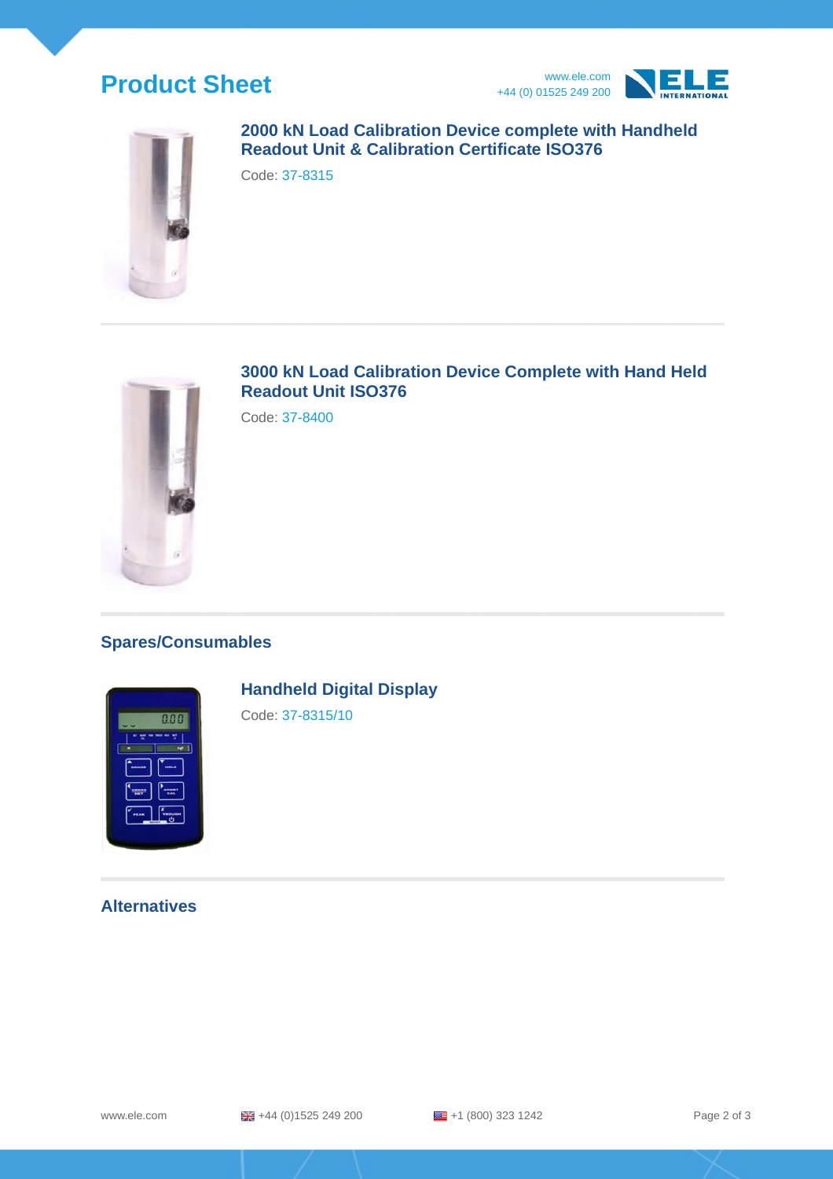### 2000 kN Load Calibration Device complete with Handheld Readout Unit & Calibration Certificate ISO376

Code: 37-8315

---

### 3000 kN Load Calibration Device Complete with Hand Held Readout Unit ISO376

Code: 37-8400

---

## Spares/Consumables

### Handheld Digital Display

Code: 37-8315/10

---

## Alternatives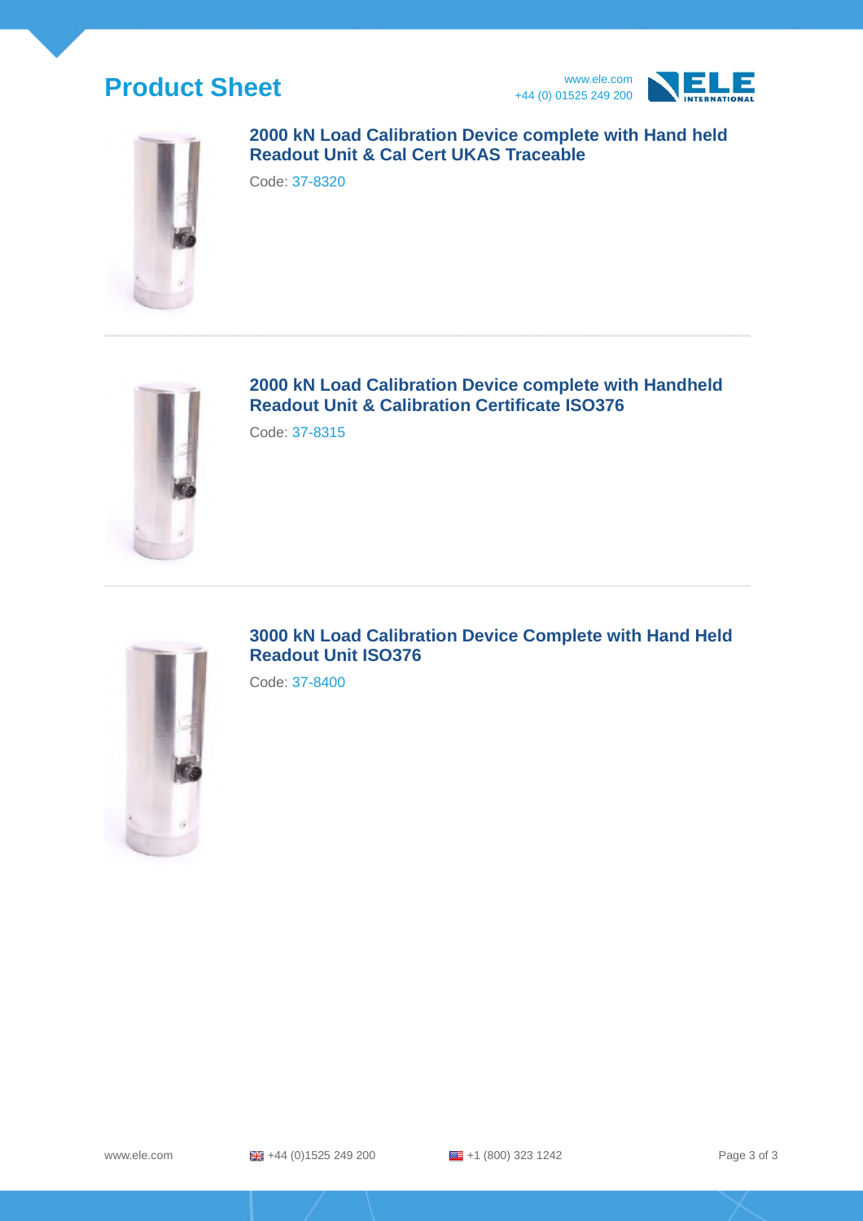## 2000 kN Load Calibration Device complete with Hand held Readout Unit & Cal Cert UKAS Traceable

Code: 37-8320

## 2000 kN Load Calibration Device complete with Handheld Readout Unit & Calibration Certificate ISO376

Code: 37-8315

## 3000 kN Load Calibration Device Complete with Hand Held Readout Unit ISO376

Code: 37-8400